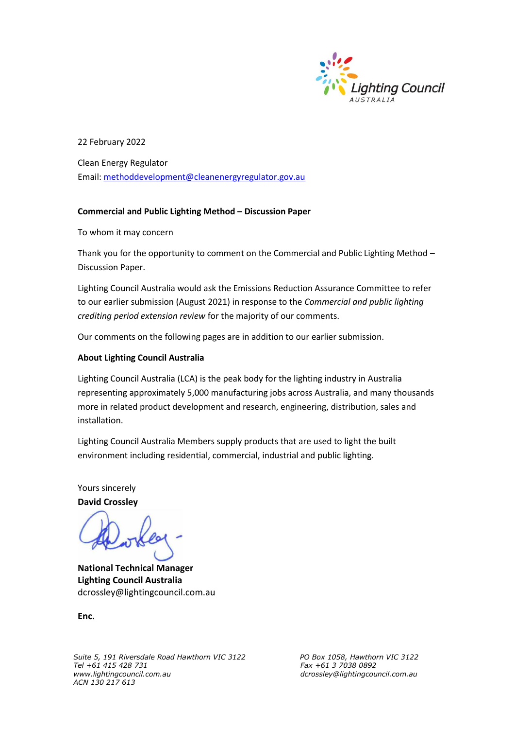Lighting Council AUSTRALIA

22 February 2022

Clean Energy Regulator
Email: methoddevelopment@cleanenergyregulator.gov.au

**Commercial and Public Lighting Method – Discussion Paper**

To whom it may concern

Thank you for the opportunity to comment on the Commercial and Public Lighting Method – Discussion Paper.

Lighting Council Australia would ask the Emissions Reduction Assurance Committee to refer to our earlier submission (August 2021) in response to the *Commercial and public lighting crediting period extension review* for the majority of our comments.

Our comments on the following pages are in addition to our earlier submission.

**About Lighting Council Australia**

Lighting Council Australia (LCA) is the peak body for the lighting industry in Australia representing approximately 5,000 manufacturing jobs across Australia, and many thousands more in related product development and research, engineering, distribution, sales and installation.

Lighting Council Australia Members supply products that are used to light the built environment including residential, commercial, industrial and public lighting.

Yours sincerely
**David Crossley**

**National Technical Manager**
**Lighting Council Australia**
dcrossley@lightingcouncil.com.au

**Enc.**

*Suite 5, 191 Riversdale Road Hawthorn VIC 3122*
*Tel +61 415 428 731*
*www.lightingcouncil.com.au*
*ACN 130 217 613*

*PO Box 1058, Hawthorn VIC 3122*
*Fax +61 3 7038 0892*
*dcrossley@lightingcouncil.com.au*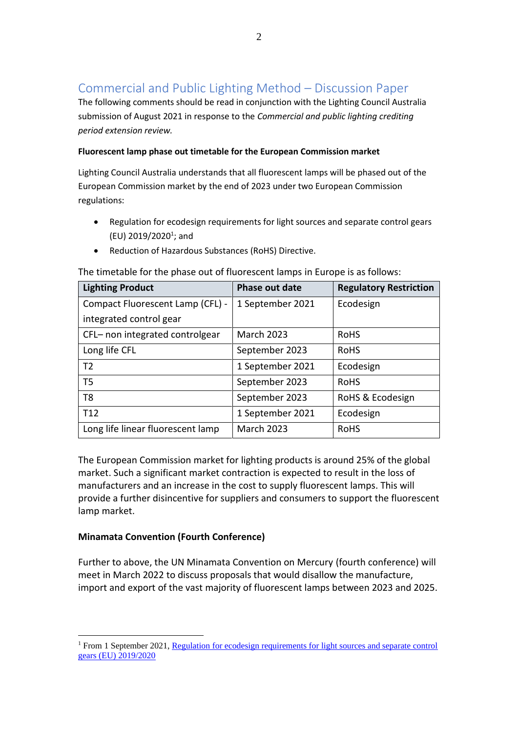## Commercial and Public Lighting Method – Discussion Paper

The following comments should be read in conjunction with the Lighting Council Australia submission of August 2021 in response to the *Commercial and public lighting crediting period extension review.*

**Fluorescent lamp phase out timetable for the European Commission market**

Lighting Council Australia understands that all fluorescent lamps will be phased out of the European Commission market by the end of 2023 under two European Commission regulations:

- Regulation for ecodesign requirements for light sources and separate control gears (EU) 2019/2020[1]; and
- Reduction of Hazardous Substances (RoHS) Directive.

The timetable for the phase out of fluorescent lamps in Europe is as follows:

| Lighting Product | Phase out date | Regulatory Restriction |
|---|---|---|
| Compact Fluorescent Lamp (CFL) - integrated control gear | 1 September 2021 | Ecodesign |
| CFL– non integrated controlgear | March 2023 | RoHS |
| Long life CFL | September 2023 | RoHS |
| T2 | 1 September 2021 | Ecodesign |
| T5 | September 2023 | RoHS |
| T8 | September 2023 | RoHS & Ecodesign |
| T12 | 1 September 2021 | Ecodesign |
| Long life linear fluorescent lamp | March 2023 | RoHS |

The European Commission market for lighting products is around 25% of the global market. Such a significant market contraction is expected to result in the loss of manufacturers and an increase in the cost to supply fluorescent lamps. This will provide a further disincentive for suppliers and consumers to support the fluorescent lamp market.

**Minamata Convention (Fourth Conference)**

Further to above, the UN Minamata Convention on Mercury (fourth conference) will meet in March 2022 to discuss proposals that would disallow the manufacture, import and export of the vast majority of fluorescent lamps between 2023 and 2025.

---

[1] From 1 September 2021, Regulation for ecodesign requirements for light sources and separate control gears (EU) 2019/2020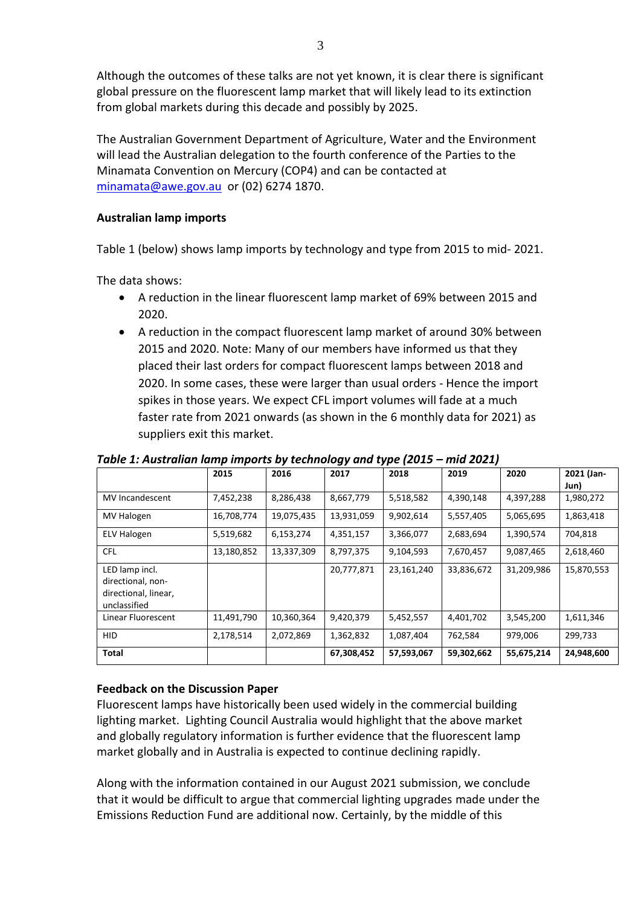Although the outcomes of these talks are not yet known, it is clear there is significant global pressure on the fluorescent lamp market that will likely lead to its extinction from global markets during this decade and possibly by 2025.

The Australian Government Department of Agriculture, Water and the Environment will lead the Australian delegation to the fourth conference of the Parties to the Minamata Convention on Mercury (COP4) and can be contacted at minamata@awe.gov.au or (02) 6274 1870.

**Australian lamp imports**

Table 1 (below) shows lamp imports by technology and type from 2015 to mid- 2021.

The data shows:

- A reduction in the linear fluorescent lamp market of 69% between 2015 and 2020.
- A reduction in the compact fluorescent lamp market of around 30% between 2015 and 2020. Note: Many of our members have informed us that they placed their last orders for compact fluorescent lamps between 2018 and 2020. In some cases, these were larger than usual orders - Hence the import spikes in those years. We expect CFL import volumes will fade at a much faster rate from 2021 onwards (as shown in the 6 monthly data for 2021) as suppliers exit this market.

***Table 1: Australian lamp imports by technology and type (2015 – mid 2021)***

| | 2015 | 2016 | 2017 | 2018 | 2019 | 2020 | 2021 (Jan-Jun) |
|---|---|---|---|---|---|---|---|
| MV Incandescent | 7,452,238 | 8,286,438 | 8,667,779 | 5,518,582 | 4,390,148 | 4,397,288 | 1,980,272 |
| MV Halogen | 16,708,774 | 19,075,435 | 13,931,059 | 9,902,614 | 5,557,405 | 5,065,695 | 1,863,418 |
| ELV Halogen | 5,519,682 | 6,153,274 | 4,351,157 | 3,366,077 | 2,683,694 | 1,390,574 | 704,818 |
| CFL | 13,180,852 | 13,337,309 | 8,797,375 | 9,104,593 | 7,670,457 | 9,087,465 | 2,618,460 |
| LED lamp incl. directional, non-directional, linear, unclassified | | | 20,777,871 | 23,161,240 | 33,836,672 | 31,209,986 | 15,870,553 |
| Linear Fluorescent | 11,491,790 | 10,360,364 | 9,420,379 | 5,452,557 | 4,401,702 | 3,545,200 | 1,611,346 |
| HID | 2,178,514 | 2,072,869 | 1,362,832 | 1,087,404 | 762,584 | 979,006 | 299,733 |
| **Total** | | | **67,308,452** | **57,593,067** | **59,302,662** | **55,675,214** | **24,948,600** |

**Feedback on the Discussion Paper**

Fluorescent lamps have historically been used widely in the commercial building lighting market. Lighting Council Australia would highlight that the above market and globally regulatory information is further evidence that the fluorescent lamp market globally and in Australia is expected to continue declining rapidly.

Along with the information contained in our August 2021 submission, we conclude that it would be difficult to argue that commercial lighting upgrades made under the Emissions Reduction Fund are additional now. Certainly, by the middle of this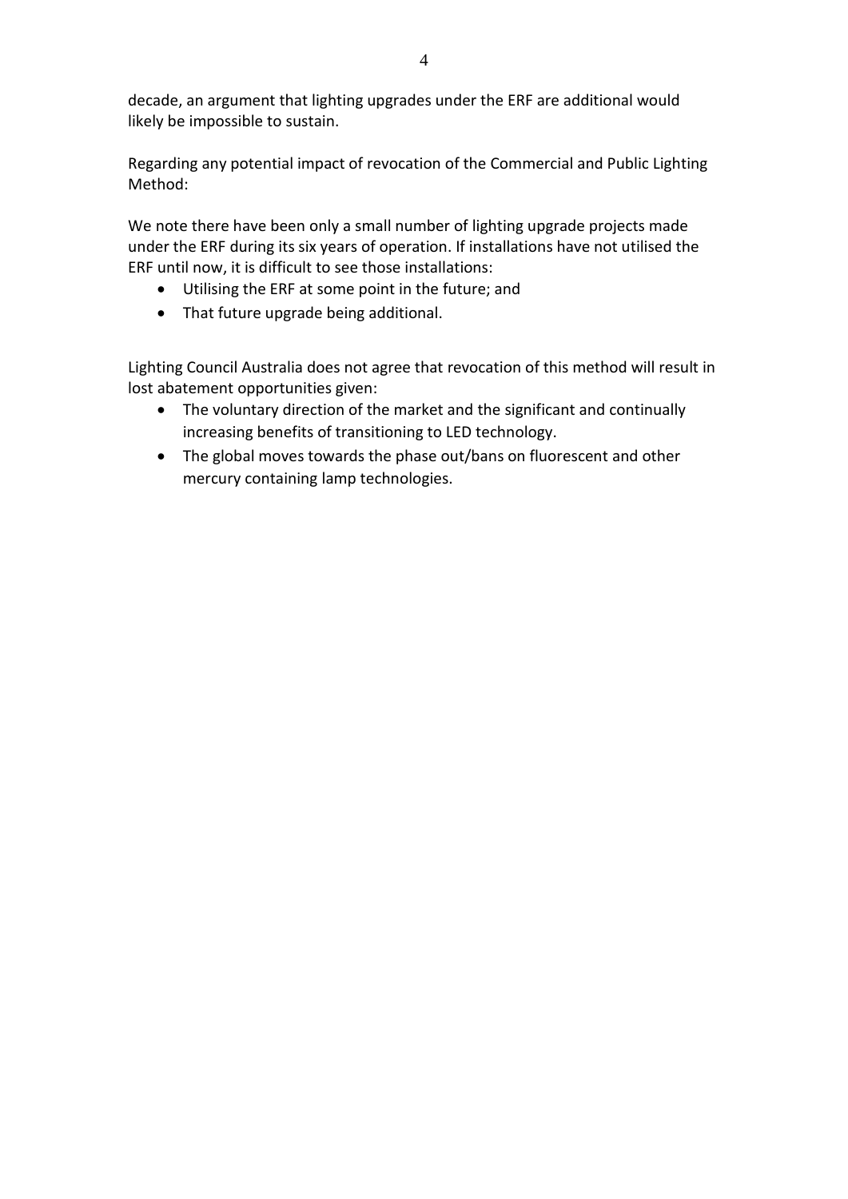decade, an argument that lighting upgrades under the ERF are additional would likely be impossible to sustain.

Regarding any potential impact of revocation of the Commercial and Public Lighting Method:

We note there have been only a small number of lighting upgrade projects made under the ERF during its six years of operation. If installations have not utilised the ERF until now, it is difficult to see those installations:

- Utilising the ERF at some point in the future; and
- That future upgrade being additional.

Lighting Council Australia does not agree that revocation of this method will result in lost abatement opportunities given:

- The voluntary direction of the market and the significant and continually increasing benefits of transitioning to LED technology.
- The global moves towards the phase out/bans on fluorescent and other mercury containing lamp technologies.